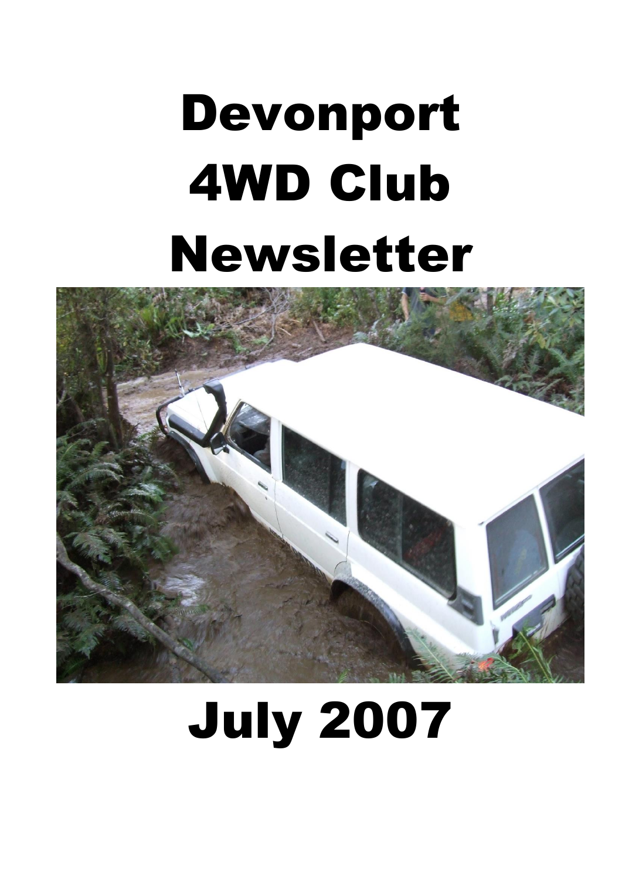# Devonport 4WD Club Newsletter

# July 2007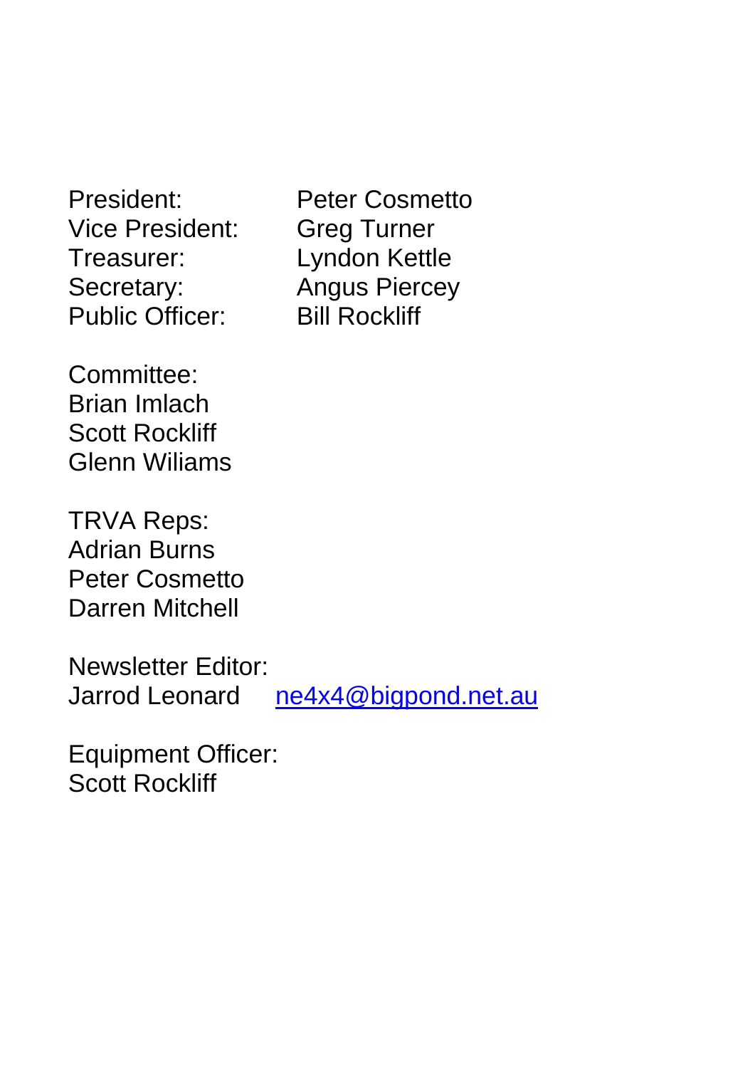President: Peter Cosmetto
Vice President: Greg Turner
Treasurer: Lyndon Kettle
Secretary: Angus Piercey
Public Officer: Bill Rockliff

Committee:
Brian Imlach
Scott Rockliff
Glenn Wiliams

TRVA Reps:
Adrian Burns
Peter Cosmetto
Darren Mitchell

Newsletter Editor:
Jarrod Leonard ne4x4@bigpond.net.au

Equipment Officer:
Scott Rockliff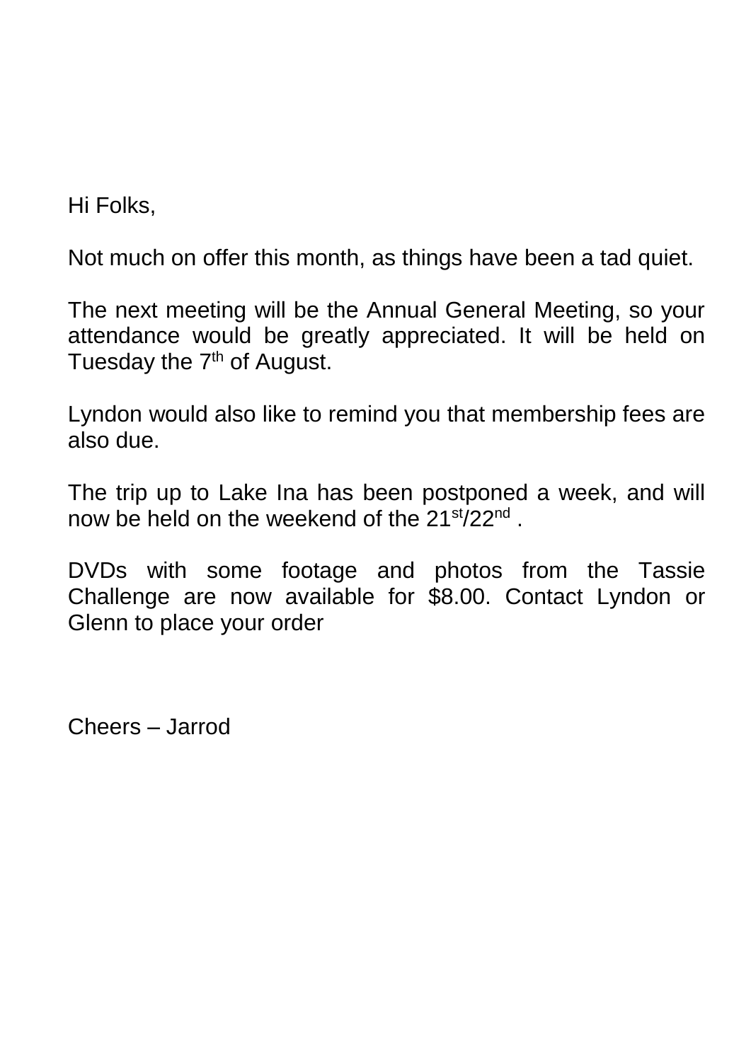Hi Folks,

Not much on offer this month, as things have been a tad quiet.

The next meeting will be the Annual General Meeting, so your attendance would be greatly appreciated. It will be held on Tuesday the 7th of August.

Lyndon would also like to remind you that membership fees are also due.

The trip up to Lake Ina has been postponed a week, and will now be held on the weekend of the 21st/22nd .

DVDs with some footage and photos from the Tassie Challenge are now available for $8.00. Contact Lyndon or Glenn to place your order

Cheers – Jarrod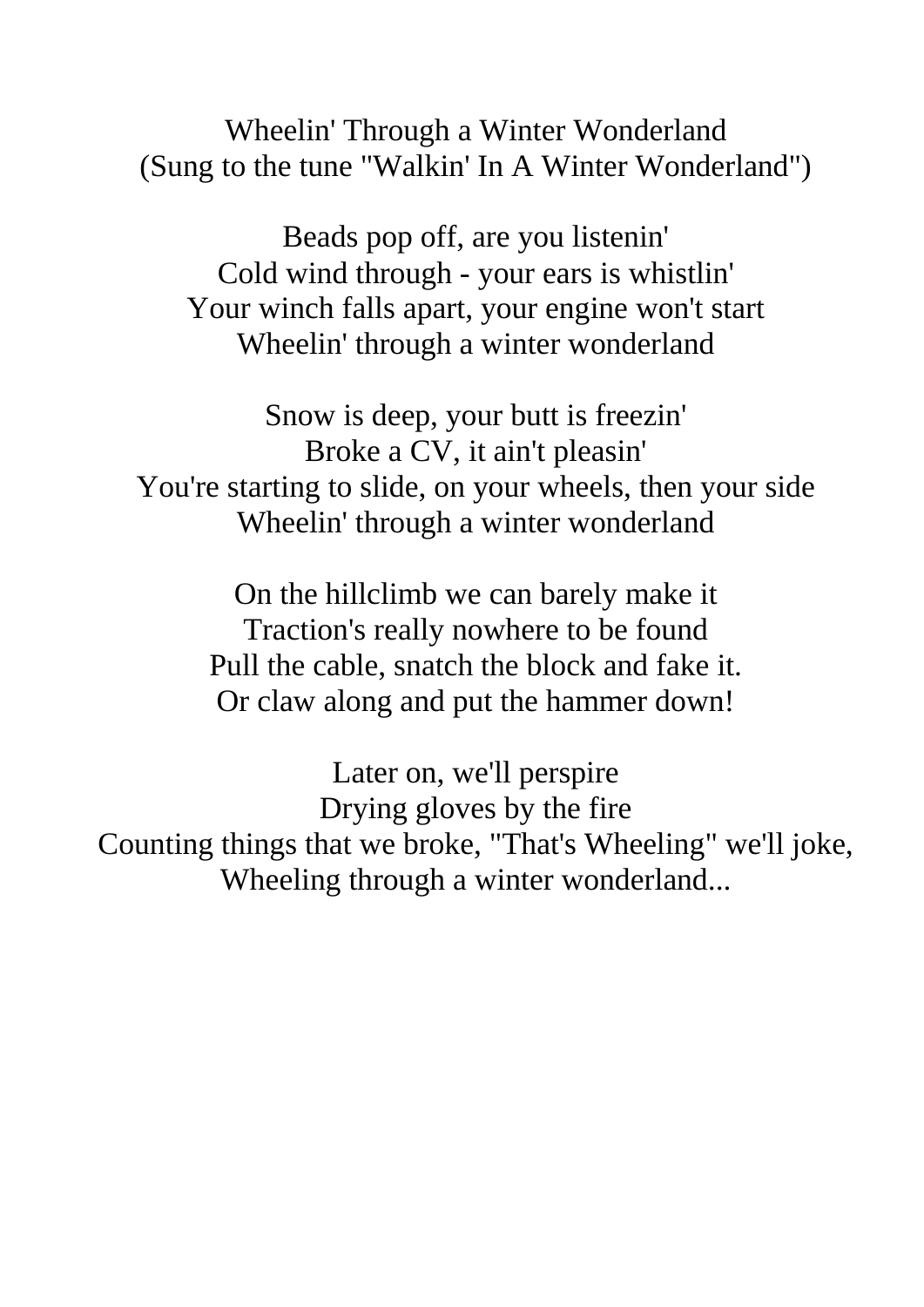# Wheelin' Through a Winter Wonderland

(Sung to the tune "Walkin' In A Winter Wonderland")

Beads pop off, are you listenin'  
Cold wind through - your ears is whistlin'  
Your winch falls apart, your engine won't start  
Wheelin' through a winter wonderland

Snow is deep, your butt is freezin'  
Broke a CV, it ain't pleasin'  
You're starting to slide, on your wheels, then your side  
Wheelin' through a winter wonderland

On the hillclimb we can barely make it  
Traction's really nowhere to be found  
Pull the cable, snatch the block and fake it.  
Or claw along and put the hammer down!

Later on, we'll perspire  
Drying gloves by the fire  
Counting things that we broke, "That's Wheeling" we'll joke,  
Wheeling through a winter wonderland...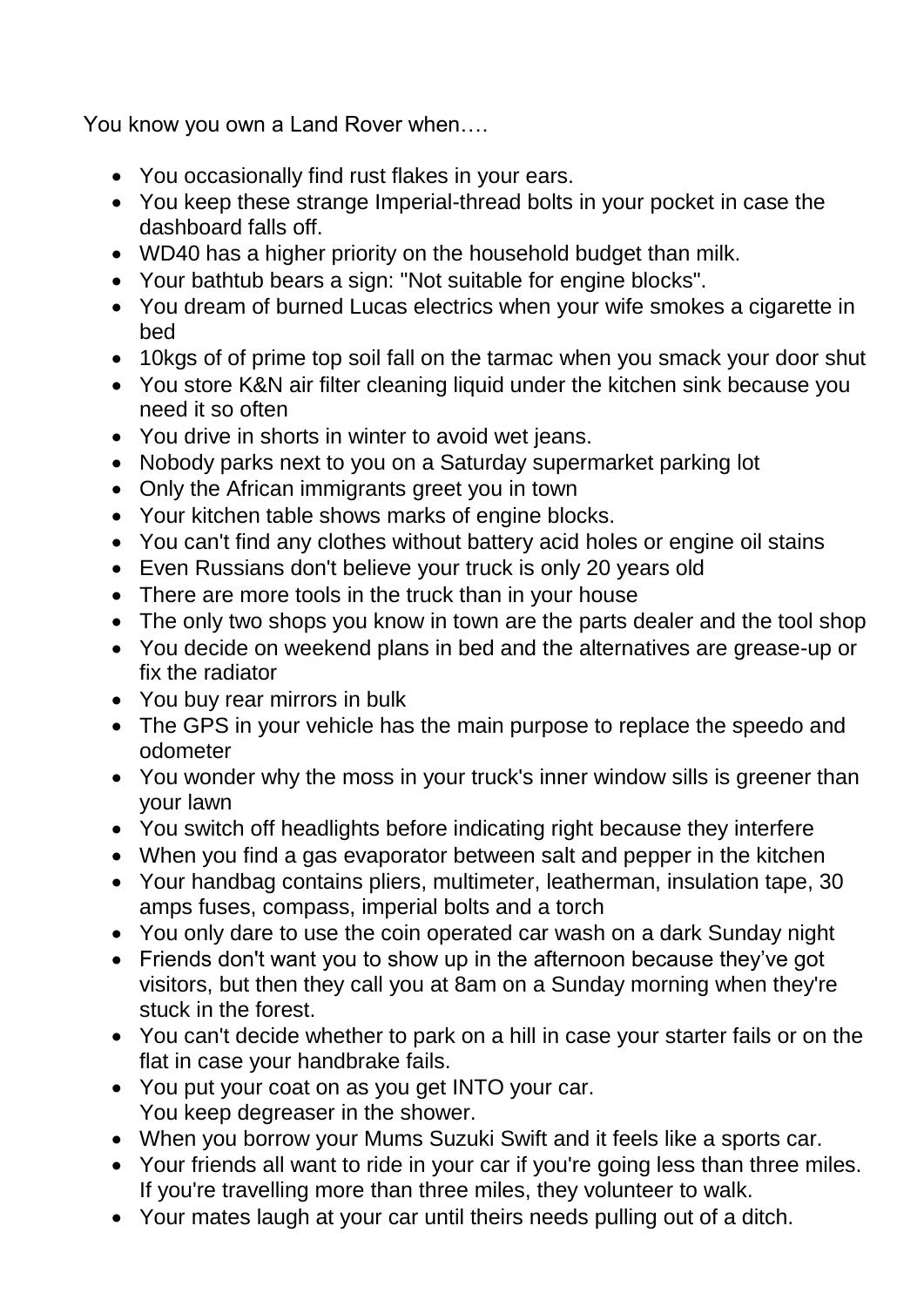You know you own a Land Rover when….

- You occasionally find rust flakes in your ears.
- You keep these strange Imperial-thread bolts in your pocket in case the dashboard falls off.
- WD40 has a higher priority on the household budget than milk.
- Your bathtub bears a sign: "Not suitable for engine blocks".
- You dream of burned Lucas electrics when your wife smokes a cigarette in bed
- 10kgs of of prime top soil fall on the tarmac when you smack your door shut
- You store K&N air filter cleaning liquid under the kitchen sink because you need it so often
- You drive in shorts in winter to avoid wet jeans.
- Nobody parks next to you on a Saturday supermarket parking lot
- Only the African immigrants greet you in town
- Your kitchen table shows marks of engine blocks.
- You can't find any clothes without battery acid holes or engine oil stains
- Even Russians don't believe your truck is only 20 years old
- There are more tools in the truck than in your house
- The only two shops you know in town are the parts dealer and the tool shop
- You decide on weekend plans in bed and the alternatives are grease-up or fix the radiator
- You buy rear mirrors in bulk
- The GPS in your vehicle has the main purpose to replace the speedo and odometer
- You wonder why the moss in your truck's inner window sills is greener than your lawn
- You switch off headlights before indicating right because they interfere
- When you find a gas evaporator between salt and pepper in the kitchen
- Your handbag contains pliers, multimeter, leatherman, insulation tape, 30 amps fuses, compass, imperial bolts and a torch
- You only dare to use the coin operated car wash on a dark Sunday night
- Friends don't want you to show up in the afternoon because they've got visitors, but then they call you at 8am on a Sunday morning when they're stuck in the forest.
- You can't decide whether to park on a hill in case your starter fails or on the flat in case your handbrake fails.
- You put your coat on as you get INTO your car.
  You keep degreaser in the shower.
- When you borrow your Mums Suzuki Swift and it feels like a sports car.
- Your friends all want to ride in your car if you're going less than three miles. If you're travelling more than three miles, they volunteer to walk.
- Your mates laugh at your car until theirs needs pulling out of a ditch.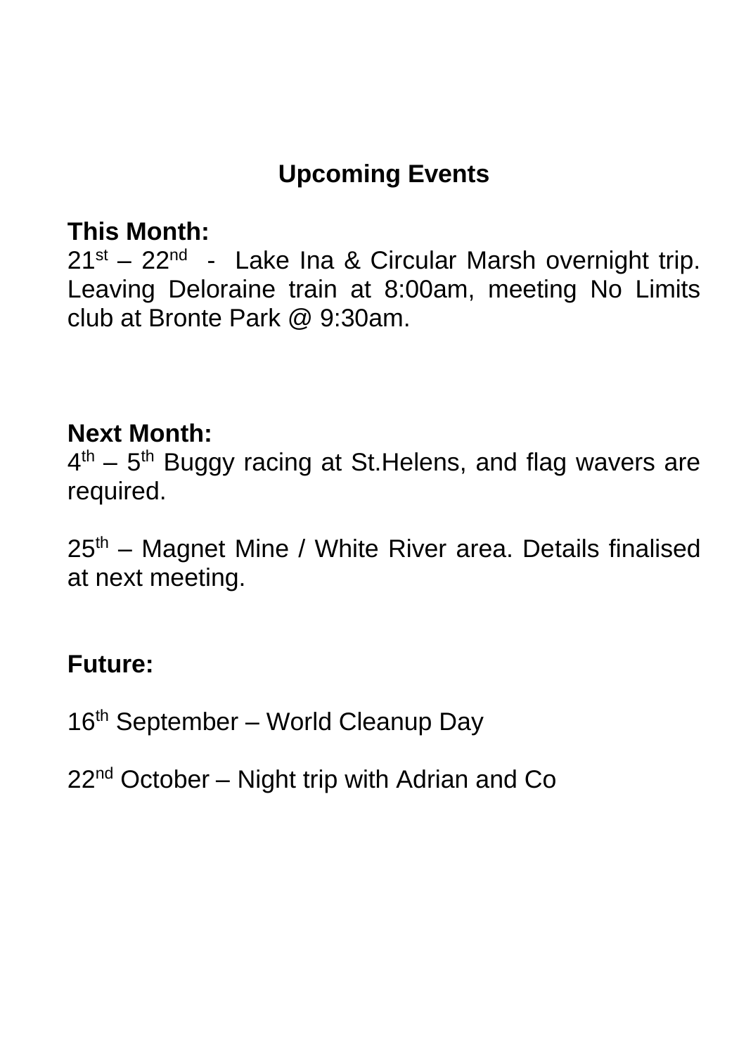## Upcoming Events

**This Month:**
21st – 22nd - Lake Ina & Circular Marsh overnight trip. Leaving Deloraine train at 8:00am, meeting No Limits club at Bronte Park @ 9:30am.

**Next Month:**
4th – 5th Buggy racing at St.Helens, and flag wavers are required.

25th – Magnet Mine / White River area. Details finalised at next meeting.

**Future:**

16th September – World Cleanup Day

22nd October – Night trip with Adrian and Co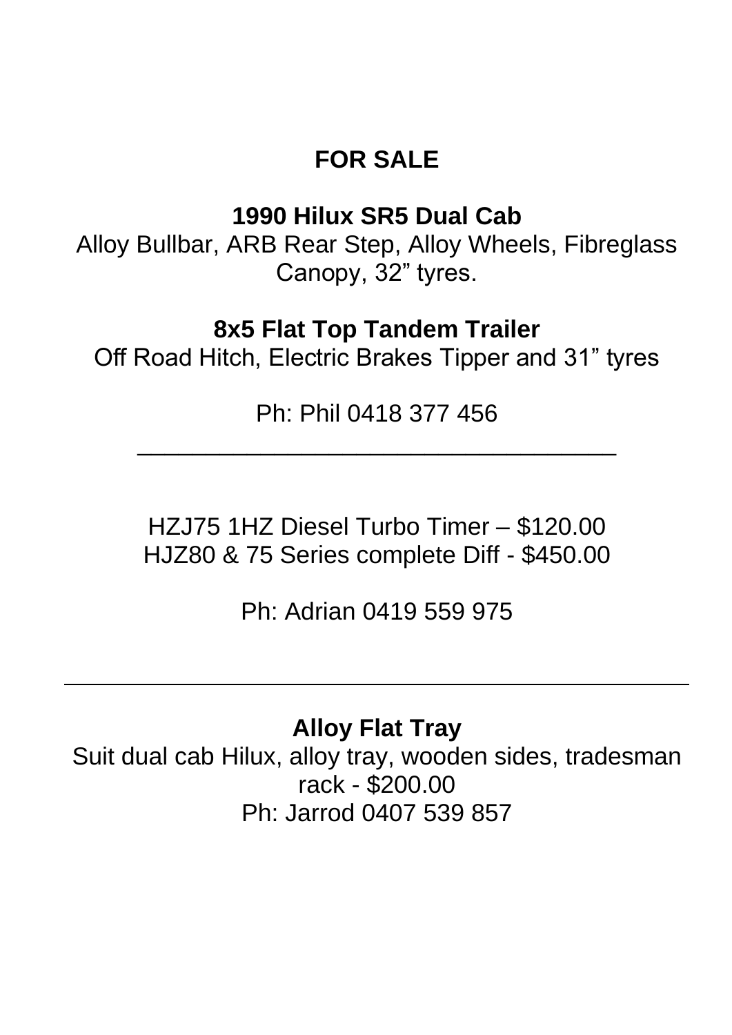## FOR SALE

**1990 Hilux SR5 Dual Cab**

Alloy Bullbar, ARB Rear Step, Alloy Wheels, Fibreglass Canopy, 32” tyres.

**8x5 Flat Top Tandem Trailer**

Off Road Hitch, Electric Brakes Tipper and 31” tyres

Ph: Phil 0418 377 456

---

HZJ75 1HZ Diesel Turbo Timer – $120.00
HJZ80 & 75 Series complete Diff - $450.00

Ph: Adrian 0419 559 975

---

**Alloy Flat Tray**

Suit dual cab Hilux, alloy tray, wooden sides, tradesman rack - $200.00
Ph: Jarrod 0407 539 857